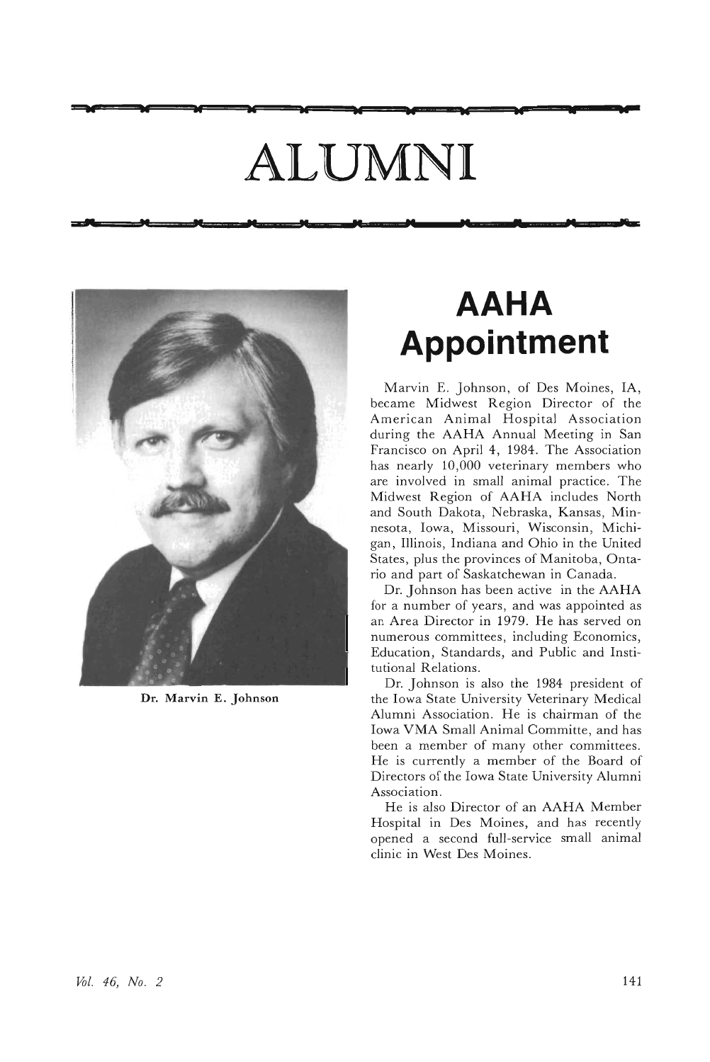# ALUMNI

Dr. Marvin E. Johnson

## AAHA Appointment

Marvin E. Johnson, of Des Moines, IA, became Midwest Region Director of the American Animal Hospital Association during the AAHA Annual Meeting in San Francisco on April 4, 1984. The Association has nearly 10,000 veterinary members who are involved in small animal practice. The Midwest Region of AAHA includes North and South Dakota, Nebraska, Kansas, Minnesota, Iowa, Missouri, Wisconsin, Michigan, Illinois, Indiana and Ohio in the United States, plus the provinces of Manitoba, Ontario and part of Saskatchewan in Canada.

Dr. Johnson has been active in the AAHA for a number of years, and was appointed as an Area Director in 1979. He has served on numerous committees, including Economics, Education, Standards, and Public and Institutional Relations.

Dr. Johnson is also the 1984 president of the Iowa State University Veterinary Medical Alumni Association. He is chairman of the Iowa VMA Small Animal Committe, and has been a member of many other committees. He is currently a member of the Board of Directors of the Iowa State University Alumni Association.

He is also Director of an AAHA Member Hospital in Des Moines, and has recently opened a second full-service small animal clinic in West Des Moines.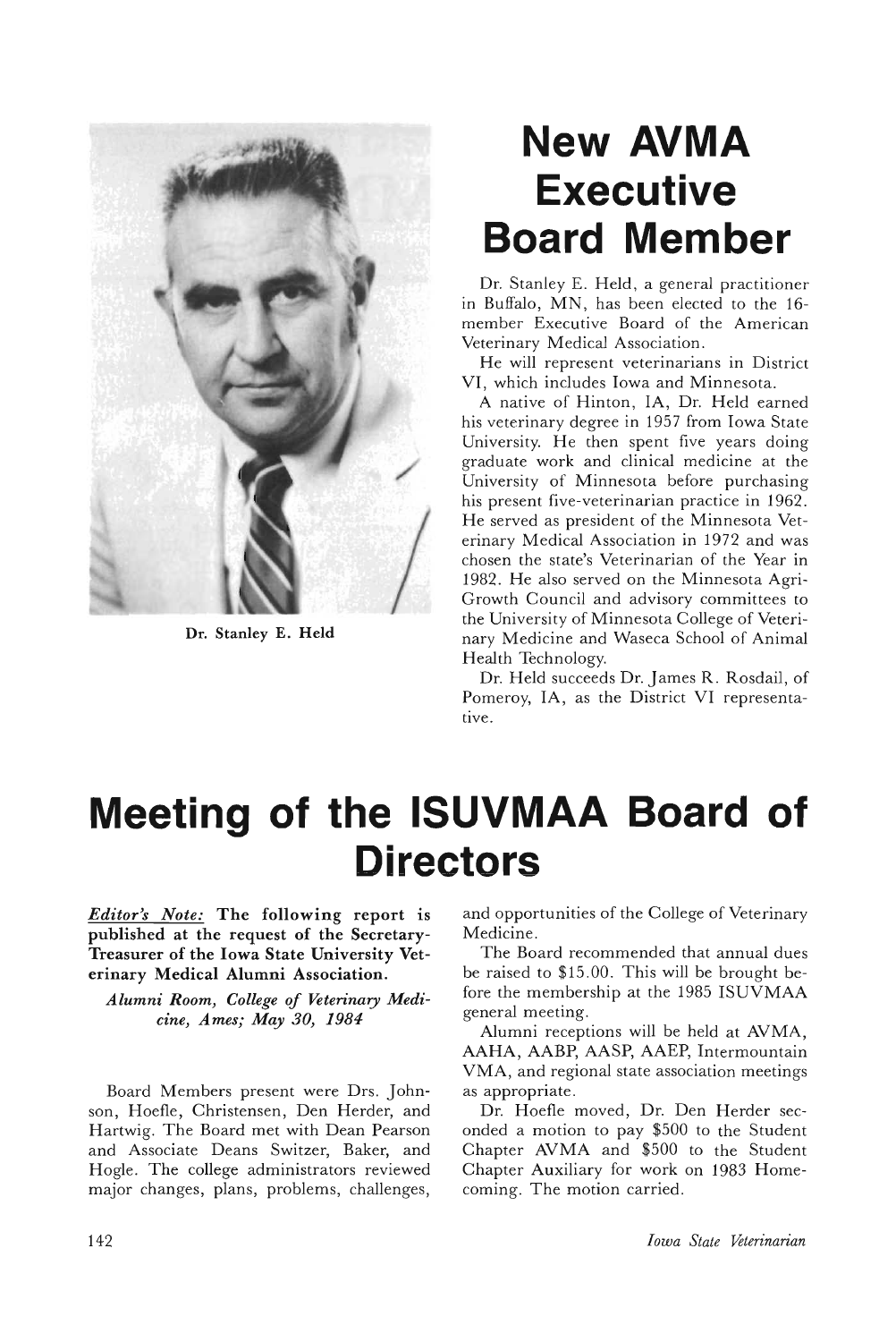# New AVMA Executive Board Member

Dr. Stanley E. Held

Dr. Stanley E. Held, a general practitioner in Buffalo, MN, has been elected to the 16-member Executive Board of the American Veterinary Medical Association.

He will represent veterinarians in District VI, which includes Iowa and Minnesota.

A native of Hinton, IA, Dr. Held earned his veterinary degree in 1957 from Iowa State University. He then spent five years doing graduate work and clinical medicine at the University of Minnesota before purchasing his present five-veterinarian practice in 1962. He served as president of the Minnesota Veterinary Medical Association in 1972 and was chosen the state's Veterinarian of the Year in 1982. He also served on the Minnesota Agri-Growth Council and advisory committees to the University of Minnesota College of Veterinary Medicine and Waseca School of Animal Health Technology.

Dr. Held succeeds Dr. James R. Rosdail, of Pomeroy, IA, as the District VI representative.

# Meeting of the ISUVMAA Board of Directors

***Editor's Note:*** **The following report is published at the request of the Secretary-Treasurer of the Iowa State University Veterinary Medical Alumni Association.**

***Alumni Room, College of Veterinary Medicine, Ames; May 30, 1984***

Board Members present were Drs. Johnson, Hoefle, Christensen, Den Herder, and Hartwig. The Board met with Dean Pearson and Associate Deans Switzer, Baker, and Hogle. The college administrators reviewed major changes, plans, problems, challenges, and opportunities of the College of Veterinary Medicine.

The Board recommended that annual dues be raised to $15.00. This will be brought before the membership at the 1985 ISUVMAA general meeting.

Alumni receptions will be held at AVMA, AAHA, AABP, AASP, AAEP, Intermountain VMA, and regional state association meetings as appropriate.

Dr. Hoefle moved, Dr. Den Herder seconded a motion to pay $500 to the Student Chapter AVMA and $500 to the Student Chapter Auxiliary for work on 1983 Homecoming. The motion carried.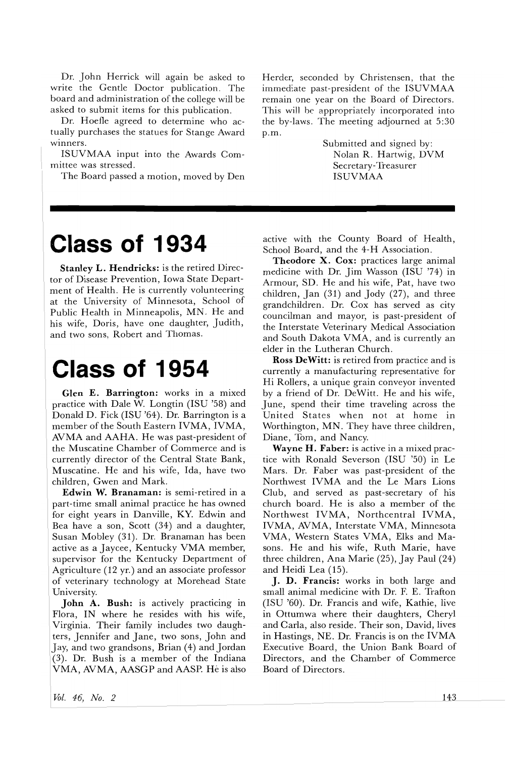Dr. John Herrick will again be asked to write the Gentle Doctor publication. The board and administration of the college will be asked to submit items for this publication.

Dr. Hoefle agreed to determine who actually purchases the statues for Stange Award winners.

ISUVMAA input into the Awards Committee was stressed.

The Board passed a motion, moved by Den Herder, seconded by Christensen, that the immediate past-president of the ISUVMAA remain one year on the Board of Directors. This will be appropriately incorporated into the by-laws. The meeting adjourned at 5:30 p.m.

Submitted and signed by:
Nolan R. Hartwig, DVM
Secretary-Treasurer
ISUVMAA

# Class of 1934

**Stanley L. Hendricks:** is the retired Director of Disease Prevention, Iowa State Department of Health. He is currently volunteering at the University of Minnesota, School of Public Health in Minneapolis, MN. He and his wife, Doris, have one daughter, Judith, and two sons, Robert and Thomas.

# Class of 1954

**Glen E. Barrington:** works in a mixed practice with Dale W. Longtin (ISU '58) and Donald D. Fick (ISU '64). Dr. Barrington is a member of the South Eastern IVMA, IVMA, AVMA and AAHA. He was past-president of the Muscatine Chamber of Commerce and is currently director of the Central State Bank, Muscatine. He and his wife, Ida, have two children, Gwen and Mark.

**Edwin W. Branaman:** is semi-retired in a part-time small animal practice he has owned for eight years in Danville, KY. Edwin and Bea have a son, Scott (34) and a daughter, Susan Mobley (31). Dr. Branaman has been active as a Jaycee, Kentucky VMA member, supervisor for the Kentucky Department of Agriculture (12 yr.) and an associate professor of veterinary technology at Morehead State University.

**John A. Bush:** is actively practicing in Flora, IN where he resides with his wife, Virginia. Their family includes two daughters, Jennifer and Jane, two sons, John and Jay, and two grandsons, Brian (4) and Jordan (3). Dr. Bush is a member of the Indiana VMA, AVMA, AASGP and AASP. He is also active with the County Board of Health, School Board, and the 4-H Association.

**Theodore X. Cox:** practices large animal medicine with Dr. Jim Wasson (ISU '74) in Armour, SD. He and his wife, Pat, have two children, Jan (31) and Jody (27), and three grandchildren. Dr. Cox has served as city councilman and mayor, is past-president of the Interstate Veterinary Medical Association and South Dakota VMA, and is currently an elder in the Lutheran Church.

**Ross DeWitt:** is retired from practice and is currently a manufacturing representative for Hi Rollers, a unique grain conveyor invented by a friend of Dr. DeWitt. He and his wife, June, spend their time traveling across the United States when not at home in Worthington, MN. They have three children, Diane, Tom, and Nancy.

**Wayne H. Faber:** is active in a mixed practice with Ronald Severson (ISU '50) in Le Mars. Dr. Faber was past-president of the Northwest IVMA and the Le Mars Lions Club, and served as past-secretary of his church board. He is also a member of the Northwest IVMA, Northcentral IVMA, IVMA, AVMA, Interstate VMA, Minnesota VMA, Western States VMA, Elks and Masons. He and his wife, Ruth Marie, have three children, Ana Marie (25), Jay Paul (24) and Heidi Lea (15).

**J. D. Francis:** works in both large and small animal medicine with Dr. F. E. Trafton (ISU '60). Dr. Francis and wife, Kathie, live in Ottumwa where their daughters, Cheryl and Carla, also reside. Their son, David, lives in Hastings, NE. Dr. Francis is on the IVMA Executive Board, the Union Bank Board of Directors, and the Chamber of Commerce Board of Directors.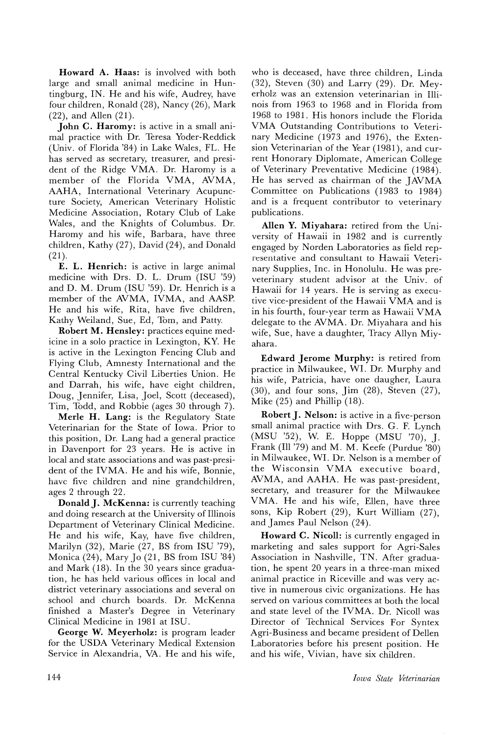**Howard A. Haas:** is involved with both large and small animal medicine in Huntingburg, IN. He and his wife, Audrey, have four children, Ronald (28), Nancy (26), Mark (22), and Allen (21).

**John C. Haromy:** is active in a small animal practice with Dr. Teresa Yoder-Reddick (Univ. of Florida '84) in Lake Wales, FL. He has served as secretary, treasurer, and president of the Ridge VMA. Dr. Haromy is a member of the Florida VMA, AVMA, AAHA, International Veterinary Acupuncture Society, American Veterinary Holistic Medicine Association, Rotary Club of Lake Wales, and the Knights of Columbus. Dr. Haromy and his wife, Barbara, have three children, Kathy (27), David (24), and Donald (21).

**E. L. Henrich:** is active in large animal medicine with Drs. D. L. Drum (ISU '59) and D. M. Drum (ISU '59). Dr. Henrich is a member of the AVMA, IVMA, and AASP. He and his wife, Rita, have five children, Kathy Weiland, Sue, Ed, Tom, and Patty.

**Robert M. Hensley:** practices equine medicine in a solo practice in Lexington, KY. He is active in the Lexington Fencing Club and Flying Club, Amnesty International and the Central Kentucky Civil Liberties Union. He and Darrah, his wife, have eight children, Doug, Jennifer, Lisa, Joel, Scott (deceased), Tim, Todd, and Robbie (ages 30 through 7).

**Merle H. Lang:** is the Regulatory State Veterinarian for the State of Iowa. Prior to this position, Dr. Lang had a general practice in Davenport for 23 years. He is active in local and state associations and was past-president of the IVMA. He and his wife, Bonnie, have five children and nine grandchildren, ages 2 through 22.

**Donald J. McKenna:** is currently teaching and doing research at the University of Illinois Department of Veterinary Clinical Medicine. He and his wife, Kay, have five children, Marilyn (32), Marie (27, BS from ISU '79), Monica (24), Mary Jo (21, BS from ISU '84) and Mark (18). In the 30 years since graduation, he has held various offices in local and district veterinary associations and several on school and church boards. Dr. McKenna finished a Master's Degree in Veterinary Clinical Medicine in 1981 at ISU.

**George W. Meyerholz:** is program leader for the USDA Veterinary Medical Extension Service in Alexandria, VA. He and his wife, who is deceased, have three children, Linda (32), Steven (30) and Larry (29). Dr. Meyerholz was an extension veterinarian in Illinois from 1963 to 1968 and in Florida from 1968 to 1981. His honors include the Florida VMA Outstanding Contributions to Veterinary Medicine (1973 and 1976), the Extension Veterinarian of the Year (1981), and current Honorary Diplomate, American College of Veterinary Preventative Medicine (1984). He has served as chairman of the JAVMA Committee on Publications (1983 to 1984) and is a frequent contributor to veterinary publications.

**Allen Y. Miyahara:** retired from the University of Hawaii in 1982 and is currently engaged by Norden Laboratories as field representative and consultant to Hawaii Veterinary Supplies, Inc. in Honolulu. He was pre-veterinary student advisor at the Univ. of Hawaii for 14 years. He is serving as executive vice-president of the Hawaii VMA and is in his fourth, four-year term as Hawaii VMA delegate to the AVMA. Dr. Miyahara and his wife, Sue, have a daughter, Tracy Allyn Miyahara.

**Edward Jerome Murphy:** is retired from practice in Milwaukee, WI. Dr. Murphy and his wife, Patricia, have one daugher, Laura (30), and four sons, Jim (28), Steven (27), Mike (25) and Phillip (18).

**Robert J. Nelson:** is active in a five-person small animal practice with Drs. G. F. Lynch (MSU '52), W. E. Hoppe (MSU '70), J. Frank (Ill '79) and M. M. Keefe (Purdue '80) in Milwaukee, WI. Dr. Nelson is a member of the Wisconsin VMA executive board, AVMA, and AAHA. He was past-president, secretary, and treasurer for the Milwaukee VMA. He and his wife, Ellen, have three sons, Kip Robert (29), Kurt William (27), and James Paul Nelson (24).

**Howard C. Nicoll:** is currently engaged in marketing and sales support for Agri-Sales Association in Nashville, TN. After graduation, he spent 20 years in a three-man mixed animal practice in Riceville and was very active in numerous civic organizations. He has served on various committees at both the local and state level of the IVMA. Dr. Nicoll was Director of Technical Services For Syntex Agri-Business and became president of Dellen Laboratories before his present position. He and his wife, Vivian, have six children.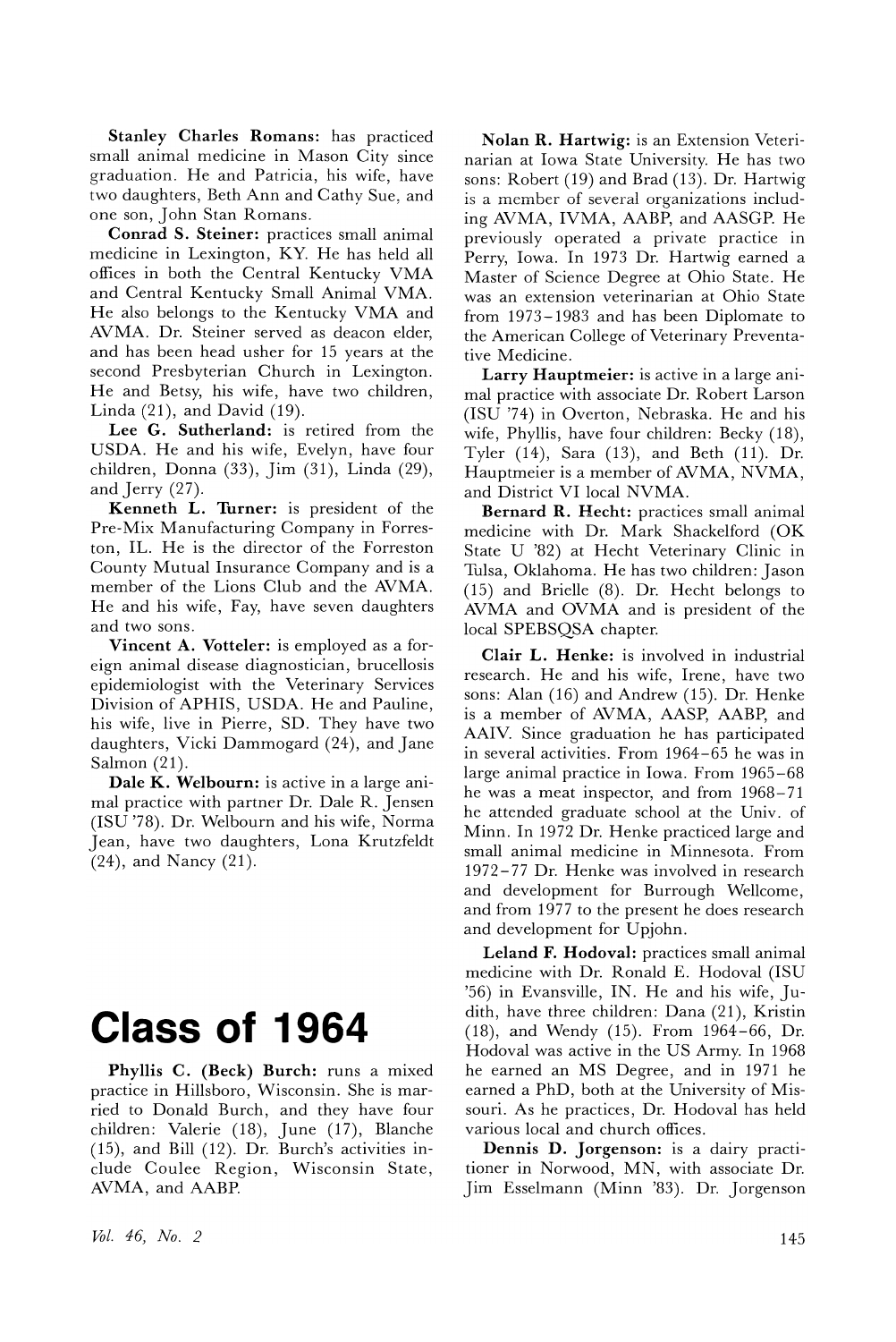**Stanley Charles Romans:** has practiced small animal medicine in Mason City since graduation. He and Patricia, his wife, have two daughters, Beth Ann and Cathy Sue, and one son, John Stan Romans.

**Conrad S. Steiner:** practices small animal medicine in Lexington, KY. He has held all offices in both the Central Kentucky VMA and Central Kentucky Small Animal VMA. He also belongs to the Kentucky VMA and AVMA. Dr. Steiner served as deacon elder, and has been head usher for 15 years at the second Presbyterian Church in Lexington. He and Betsy, his wife, have two children, Linda (21), and David (19).

**Lee G. Sutherland:** is retired from the USDA. He and his wife, Evelyn, have four children, Donna (33), Jim (31), Linda (29), and Jerry (27).

**Kenneth L. Turner:** is president of the Pre-Mix Manufacturing Company in Forreston, IL. He is the director of the Forreston County Mutual Insurance Company and is a member of the Lions Club and the AVMA. He and his wife, Fay, have seven daughters and two sons.

**Vincent A. Votteler:** is employed as a foreign animal disease diagnostician, brucellosis epidemiologist with the Veterinary Services Division of APHIS, USDA. He and Pauline, his wife, live in Pierre, SD. They have two daughters, Vicki Dammogard (24), and Jane Salmon (21).

**Dale K. Welbourn:** is active in a large animal practice with partner Dr. Dale R. Jensen (ISU '78). Dr. Welbourn and his wife, Norma Jean, have two daughters, Lona Krutzfeldt (24), and Nancy (21).

# Class of 1964

**Phyllis C. (Beck) Burch:** runs a mixed practice in Hillsboro, Wisconsin. She is married to Donald Burch, and they have four children: Valerie (18), June (17), Blanche (15), and Bill (12). Dr. Burch's activities include Coulee Region, Wisconsin State, AVMA, and AABP.

**Nolan R. Hartwig:** is an Extension Veterinarian at Iowa State University. He has two sons: Robert (19) and Brad (13). Dr. Hartwig is a member of several organizations including AVMA, IVMA, AABP, and AASGP. He previously operated a private practice in Perry, Iowa. In 1973 Dr. Hartwig earned a Master of Science Degree at Ohio State. He was an extension veterinarian at Ohio State from 1973–1983 and has been Diplomate to the American College of Veterinary Preventative Medicine.

**Larry Hauptmeier:** is active in a large animal practice with associate Dr. Robert Larson (ISU '74) in Overton, Nebraska. He and his wife, Phyllis, have four children: Becky (18), Tyler (14), Sara (13), and Beth (11). Dr. Hauptmeier is a member of AVMA, NVMA, and District VI local NVMA.

**Bernard R. Hecht:** practices small animal medicine with Dr. Mark Shackelford (OK State U '82) at Hecht Veterinary Clinic in Tulsa, Oklahoma. He has two children: Jason (15) and Brielle (8). Dr. Hecht belongs to AVMA and OVMA and is president of the local SPEBSQSA chapter.

**Clair L. Henke:** is involved in industrial research. He and his wife, Irene, have two sons: Alan (16) and Andrew (15). Dr. Henke is a member of AVMA, AASP, AABP, and AAIV. Since graduation he has participated in several activities. From 1964–65 he was in large animal practice in Iowa. From 1965–68 he was a meat inspector, and from 1968–71 he attended graduate school at the Univ. of Minn. In 1972 Dr. Henke practiced large and small animal medicine in Minnesota. From 1972–77 Dr. Henke was involved in research and development for Burrough Wellcome, and from 1977 to the present he does research and development for Upjohn.

**Leland F. Hodoval:** practices small animal medicine with Dr. Ronald E. Hodoval (ISU '56) in Evansville, IN. He and his wife, Judith, have three children: Dana (21), Kristin (18), and Wendy (15). From 1964–66, Dr. Hodoval was active in the US Army. In 1968 he earned an MS Degree, and in 1971 he earned a PhD, both at the University of Missouri. As he practices, Dr. Hodoval has held various local and church offices.

**Dennis D. Jorgenson:** is a dairy practitioner in Norwood, MN, with associate Dr. Jim Esselmann (Minn '83). Dr. Jorgenson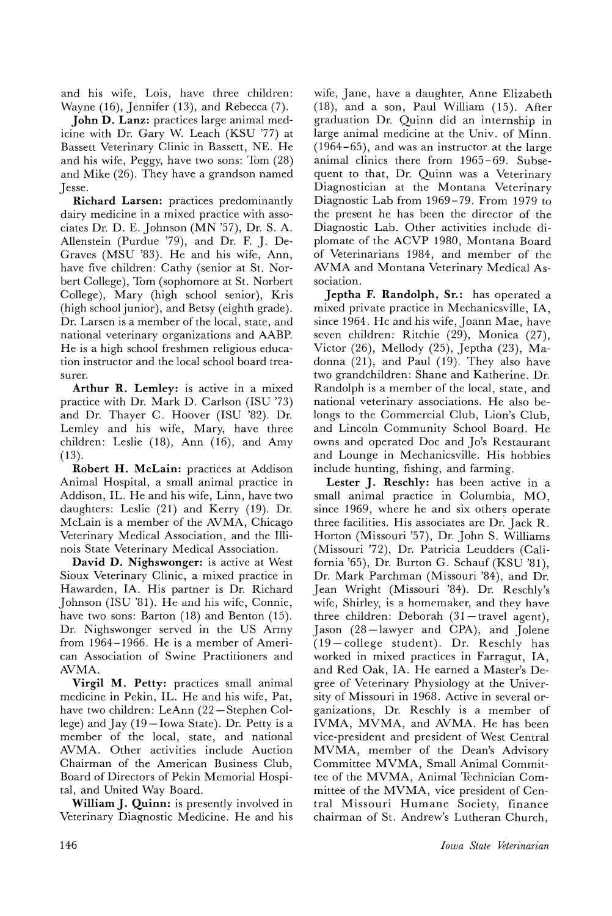and his wife, Lois, have three children: Wayne (16), Jennifer (13), and Rebecca (7).

**John D. Lanz:** practices large animal medicine with Dr. Gary W. Leach (KSU '77) at Bassett Veterinary Clinic in Bassett, NE. He and his wife, Peggy, have two sons: Tom (28) and Mike (26). They have a grandson named Jesse.

**Richard Larsen:** practices predominantly dairy medicine in a mixed practice with associates Dr. D. E. Johnson (MN '57), Dr. S. A. Allenstein (Purdue '79), and Dr. F. J. DeGraves (MSU '83). He and his wife, Ann, have five children: Cathy (senior at St. Norbert College), Tom (sophomore at St. Norbert College), Mary (high school senior), Kris (high school junior), and Betsy (eighth grade). Dr. Larsen is a member of the local, state, and national veterinary organizations and AABP. He is a high school freshmen religious education instructor and the local school board treasurer.

**Arthur R. Lemley:** is active in a mixed practice with Dr. Mark D. Carlson (ISU '73) and Dr. Thayer C. Hoover (ISU '82). Dr. Lemley and his wife, Mary, have three children: Leslie (18), Ann (16), and Amy (13).

**Robert H. McLain:** practices at Addison Animal Hospital, a small animal practice in Addison, IL. He and his wife, Linn, have two daughters: Leslie (21) and Kerry (19). Dr. McLain is a member of the AVMA, Chicago Veterinary Medical Association, and the Illinois State Veterinary Medical Association.

**David D. Nighswonger:** is active at West Sioux Veterinary Clinic, a mixed practice in Hawarden, IA. His partner is Dr. Richard Johnson (ISU '81). He and his wife, Connie, have two sons: Barton (18) and Benton (15). Dr. Nighswonger served in the US Army from 1964–1966. He is a member of American Association of Swine Practitioners and AVMA.

**Virgil M. Petty:** practices small animal medicine in Pekin, IL. He and his wife, Pat, have two children: LeAnn (22—Stephen College) and Jay (19—Iowa State). Dr. Petty is a member of the local, state, and national AVMA. Other activities include Auction Chairman of the American Business Club, Board of Directors of Pekin Memorial Hospital, and United Way Board.

**William J. Quinn:** is presently involved in Veterinary Diagnostic Medicine. He and his wife, Jane, have a daughter, Anne Elizabeth (18), and a son, Paul William (15). After graduation Dr. Quinn did an internship in large animal medicine at the Univ. of Minn. (1964–65), and was an instructor at the large animal clinics there from 1965–69. Subsequent to that, Dr. Quinn was a Veterinary Diagnostician at the Montana Veterinary Diagnostic Lab from 1969–79. From 1979 to the present he has been the director of the Diagnostic Lab. Other activities include diplomate of the ACVP 1980, Montana Board of Veterinarians 1984, and member of the AVMA and Montana Veterinary Medical Association.

**Jeptha F. Randolph, Sr.:** has operated a mixed private practice in Mechanicsville, IA, since 1964. He and his wife, Joann Mae, have seven children: Ritchie (29), Monica (27), Victor (26), Mellody (25), Jeptha (23), Madonna (21), and Paul (19). They also have two grandchildren: Shane and Katherine. Dr. Randolph is a member of the local, state, and national veterinary associations. He also belongs to the Commercial Club, Lion's Club, and Lincoln Community School Board. He owns and operated Doc and Jo's Restaurant and Lounge in Mechanicsville. His hobbies include hunting, fishing, and farming.

**Lester J. Reschly:** has been active in a small animal practice in Columbia, MO, since 1969, where he and six others operate three facilities. His associates are Dr. Jack R. Horton (Missouri '57), Dr. John S. Williams (Missouri '72), Dr. Patricia Leudders (California '65), Dr. Burton G. Schauf (KSU '81), Dr. Mark Parchman (Missouri '84), and Dr. Jean Wright (Missouri '84). Dr. Reschly's wife, Shirley, is a homemaker, and they have three children: Deborah (31—travel agent), Jason (28—lawyer and CPA), and Jolene (19—college student). Dr. Reschly has worked in mixed practices in Farragut, IA, and Red Oak, IA. He earned a Master's Degree of Veterinary Physiology at the University of Missouri in 1968. Active in several organizations, Dr. Reschly is a member of IVMA, MVMA, and AVMA. He has been vice-president and president of West Central MVMA, member of the Dean's Advisory Committee MVMA, Small Animal Committee of the MVMA, Animal Technician Committee of the MVMA, vice president of Central Missouri Humane Society, finance chairman of St. Andrew's Lutheran Church,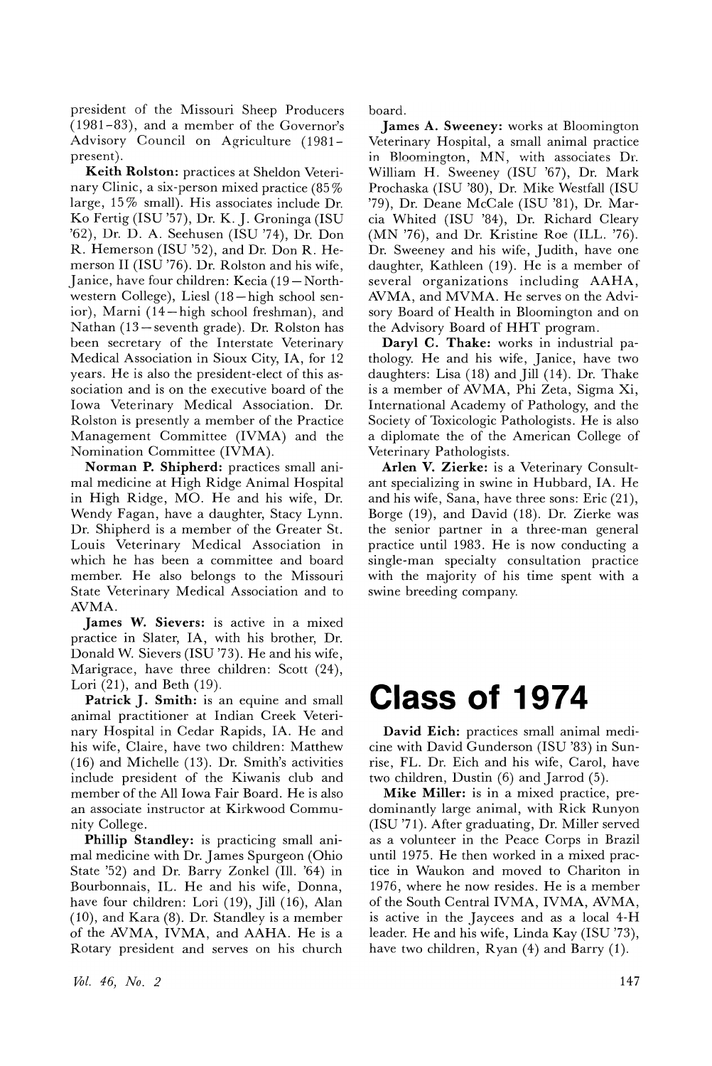president of the Missouri Sheep Producers (1981–83), and a member of the Governor's Advisory Council on Agriculture (1981–present).

**Keith Rolston:** practices at Sheldon Veterinary Clinic, a six-person mixed practice (85% large, 15% small). His associates include Dr. Ko Fertig (ISU '57), Dr. K. J. Groninga (ISU '62), Dr. D. A. Seehusen (ISU '74), Dr. Don R. Hemerson (ISU '52), and Dr. Don R. Hemerson II (ISU '76). Dr. Rolston and his wife, Janice, have four children: Kecia (19—Northwestern College), Liesl (18—high school senior), Marni (14—high school freshman), and Nathan (13—seventh grade). Dr. Rolston has been secretary of the Interstate Veterinary Medical Association in Sioux City, IA, for 12 years. He is also the president-elect of this association and is on the executive board of the Iowa Veterinary Medical Association. Dr. Rolston is presently a member of the Practice Management Committee (IVMA) and the Nomination Committee (IVMA).

**Norman P. Shipherd:** practices small animal medicine at High Ridge Animal Hospital in High Ridge, MO. He and his wife, Dr. Wendy Fagan, have a daughter, Stacy Lynn. Dr. Shipherd is a member of the Greater St. Louis Veterinary Medical Association in which he has been a committee and board member. He also belongs to the Missouri State Veterinary Medical Association and to AVMA.

**James W. Sievers:** is active in a mixed practice in Slater, IA, with his brother, Dr. Donald W. Sievers (ISU '73). He and his wife, Marigrace, have three children: Scott (24), Lori (21), and Beth (19).

**Patrick J. Smith:** is an equine and small animal practitioner at Indian Creek Veterinary Hospital in Cedar Rapids, IA. He and his wife, Claire, have two children: Matthew (16) and Michelle (13). Dr. Smith's activities include president of the Kiwanis club and member of the All Iowa Fair Board. He is also an associate instructor at Kirkwood Community College.

**Phillip Standley:** is practicing small animal medicine with Dr. James Spurgeon (Ohio State '52) and Dr. Barry Zonkel (Ill. '64) in Bourbonnais, IL. He and his wife, Donna, have four children: Lori (19), Jill (16), Alan (10), and Kara (8). Dr. Standley is a member of the AVMA, IVMA, and AAHA. He is a Rotary president and serves on his church board.

**James A. Sweeney:** works at Bloomington Veterinary Hospital, a small animal practice in Bloomington, MN, with associates Dr. William H. Sweeney (ISU '67), Dr. Mark Prochaska (ISU '80), Dr. Mike Westfall (ISU '79), Dr. Deane McCale (ISU '81), Dr. Marcia Whited (ISU '84), Dr. Richard Cleary (MN '76), and Dr. Kristine Roe (ILL. '76). Dr. Sweeney and his wife, Judith, have one daughter, Kathleen (19). He is a member of several organizations including AAHA, AVMA, and MVMA. He serves on the Advisory Board of Health in Bloomington and on the Advisory Board of HHT program.

**Daryl C. Thake:** works in industrial pathology. He and his wife, Janice, have two daughters: Lisa (18) and Jill (14). Dr. Thake is a member of AVMA, Phi Zeta, Sigma Xi, International Academy of Pathology, and the Society of Toxicologic Pathologists. He is also a diplomate the of the American College of Veterinary Pathologists.

**Arlen V. Zierke:** is a Veterinary Consultant specializing in swine in Hubbard, IA. He and his wife, Sana, have three sons: Eric (21), Borge (19), and David (18). Dr. Zierke was the senior partner in a three-man general practice until 1983. He is now conducting a single-man specialty consultation practice with the majority of his time spent with a swine breeding company.

# Class of 1974

**David Eich:** practices small animal medicine with David Gunderson (ISU '83) in Sunrise, FL. Dr. Eich and his wife, Carol, have two children, Dustin (6) and Jarrod (5).

**Mike Miller:** is in a mixed practice, predominantly large animal, with Rick Runyon (ISU '71). After graduating, Dr. Miller served as a volunteer in the Peace Corps in Brazil until 1975. He then worked in a mixed practice in Waukon and moved to Chariton in 1976, where he now resides. He is a member of the South Central IVMA, IVMA, AVMA, is active in the Jaycees and as a local 4-H leader. He and his wife, Linda Kay (ISU '73), have two children, Ryan (4) and Barry (1).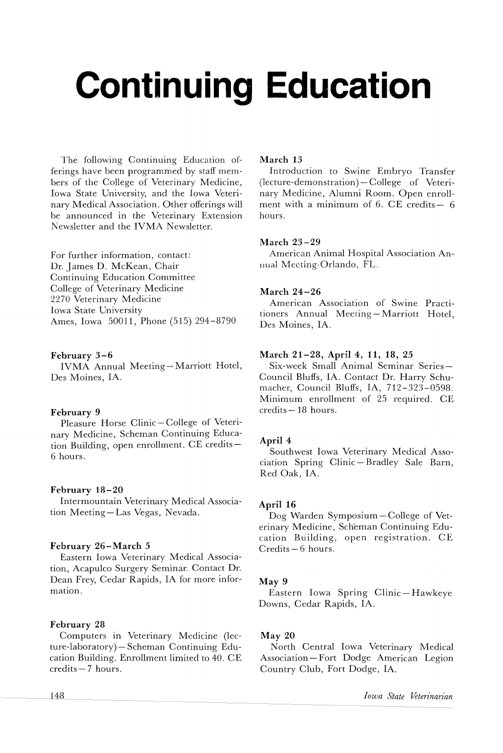# Continuing Education

The following Continuing Education offerings have been programmed by staff members of the College of Veterinary Medicine, Iowa State University, and the Iowa Veterinary Medical Association. Other offerings will be announced in the Veterinary Extension Newsletter and the IVMA Newsletter.

For further information, contact:
Dr. James D. McKean, Chair
Continuing Education Committee
College of Veterinary Medicine
2270 Veterinary Medicine
Iowa State University
Ames, Iowa 50011, Phone (515) 294-8790

**February 3-6**
IVMA Annual Meeting—Marriott Hotel, Des Moines, IA.

**February 9**
Pleasure Horse Clinic—College of Veterinary Medicine, Scheman Continuing Education Building, open enrollment. CE credits—6 hours.

**February 18-20**
Intermountain Veterinary Medical Association Meeting—Las Vegas, Nevada.

**February 26-March 5**
Eastern Iowa Veterinary Medical Association, Acapulco Surgery Seminar. Contact Dr. Dean Frey, Cedar Rapids, IA for more information.

**February 28**
Computers in Veterinary Medicine (lecture-laboratory)—Scheman Continuing Education Building. Enrollment limited to 40. CE credits—7 hours.

**March 13**
Introduction to Swine Embryo Transfer (lecture-demonstration)—College of Veterinary Medicine, Alumni Room. Open enrollment with a minimum of 6. CE credits—6 hours.

**March 23-29**
American Animal Hospital Association Annual Meeting-Orlando, FL.

**March 24-26**
American Association of Swine Practitioners Annual Meeting—Marriott Hotel, Des Moines, IA.

**March 21-28, April 4, 11, 18, 25**
Six-week Small Animal Seminar Series—Council Bluffs, IA. Contact Dr. Harry Schumacher, Council Bluffs, IA, 712-323-0598. Minimum enrollment of 25 required. CE credits—18 hours.

**April 4**
Southwest Iowa Veterinary Medical Association Spring Clinic—Bradley Sale Barn, Red Oak, IA.

**April 16**
Dog Warden Symposium—College of Veterinary Medicine, Scheman Continuing Education Building, open registration. CE Credits—6 hours.

**May 9**
Eastern Iowa Spring Clinic—Hawkeye Downs, Cedar Rapids, IA.

**May 20**
North Central Iowa Veterinary Medical Association—Fort Dodge American Legion Country Club, Fort Dodge, IA.